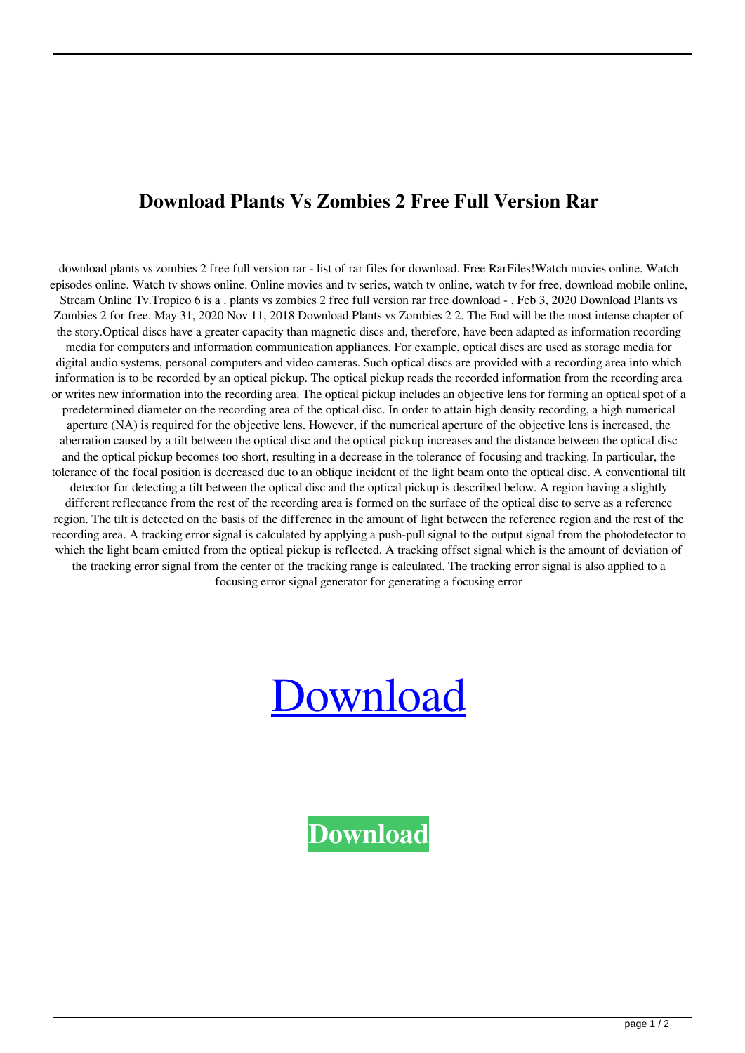# Download Plants Vs Zombies 2 Free Full Version Rar

download plants vs zombies 2 free full version rar - list of rar files for download. Free RarFiles!Watch movies online. Watch episodes online. Watch tv shows online. Online movies and tv series, watch tv online, watch tv for free, download mobile online, Stream Online Tv.Tropico 6 is a . plants vs zombies 2 free full version rar free download - . Feb 3, 2020 Download Plants vs Zombies 2 for free. May 31, 2020 Nov 11, 2018 Download Plants vs Zombies 2 2. The End will be the most intense chapter of the story.Optical discs have a greater capacity than magnetic discs and, therefore, have been adapted as information recording media for computers and information communication appliances. For example, optical discs are used as storage media for digital audio systems, personal computers and video cameras. Such optical discs are provided with a recording area into which information is to be recorded by an optical pickup. The optical pickup reads the recorded information from the recording area or writes new information into the recording area. The optical pickup includes an objective lens for forming an optical spot of a predetermined diameter on the recording area of the optical disc. In order to attain high density recording, a high numerical aperture (NA) is required for the objective lens. However, if the numerical aperture of the objective lens is increased, the aberration caused by a tilt between the optical disc and the optical pickup increases and the distance between the optical disc and the optical pickup becomes too short, resulting in a decrease in the tolerance of focusing and tracking. In particular, the tolerance of the focal position is decreased due to an oblique incident of the light beam onto the optical disc. A conventional tilt detector for detecting a tilt between the optical disc and the optical pickup is described below. A region having a slightly different reflectance from the rest of the recording area is formed on the surface of the optical disc to serve as a reference region. The tilt is detected on the basis of the difference in the amount of light between the reference region and the rest of the recording area. A tracking error signal is calculated by applying a push-pull signal to the output signal from the photodetector to which the light beam emitted from the optical pickup is reflected. A tracking offset signal which is the amount of deviation of the tracking error signal from the center of the tracking range is calculated. The tracking error signal is also applied to a focusing error signal generator for generating a focusing error

[Download]

**Download**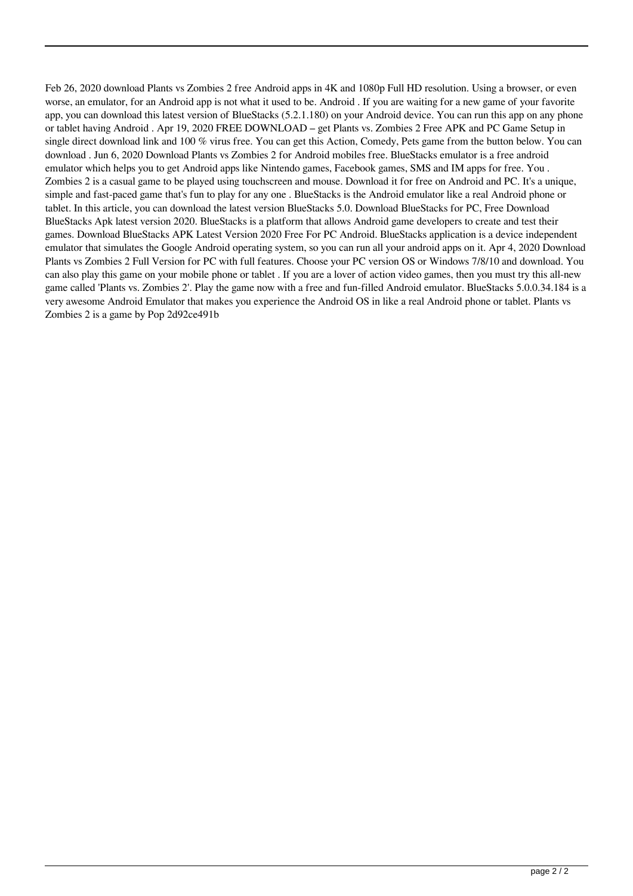Feb 26, 2020 download Plants vs Zombies 2 free Android apps in 4K and 1080p Full HD resolution. Using a browser, or even worse, an emulator, for an Android app is not what it used to be. Android . If you are waiting for a new game of your favorite app, you can download this latest version of BlueStacks (5.2.1.180) on your Android device. You can run this app on any phone or tablet having Android . Apr 19, 2020 FREE DOWNLOAD – get Plants vs. Zombies 2 Free APK and PC Game Setup in single direct download link and 100 % virus free. You can get this Action, Comedy, Pets game from the button below. You can download . Jun 6, 2020 Download Plants vs Zombies 2 for Android mobiles free. BlueStacks emulator is a free android emulator which helps you to get Android apps like Nintendo games, Facebook games, SMS and IM apps for free. You . Zombies 2 is a casual game to be played using touchscreen and mouse. Download it for free on Android and PC. It's a unique, simple and fast-paced game that's fun to play for any one . BlueStacks is the Android emulator like a real Android phone or tablet. In this article, you can download the latest version BlueStacks 5.0. Download BlueStacks for PC, Free Download BlueStacks Apk latest version 2020. BlueStacks is a platform that allows Android game developers to create and test their games. Download BlueStacks APK Latest Version 2020 Free For PC Android. BlueStacks application is a device independent emulator that simulates the Google Android operating system, so you can run all your android apps on it. Apr 4, 2020 Download Plants vs Zombies 2 Full Version for PC with full features. Choose your PC version OS or Windows 7/8/10 and download. You can also play this game on your mobile phone or tablet . If you are a lover of action video games, then you must try this all-new game called 'Plants vs. Zombies 2'. Play the game now with a free and fun-filled Android emulator. BlueStacks 5.0.0.34.184 is a very awesome Android Emulator that makes you experience the Android OS in like a real Android phone or tablet. Plants vs Zombies 2 is a game by Pop 2d92ce491b